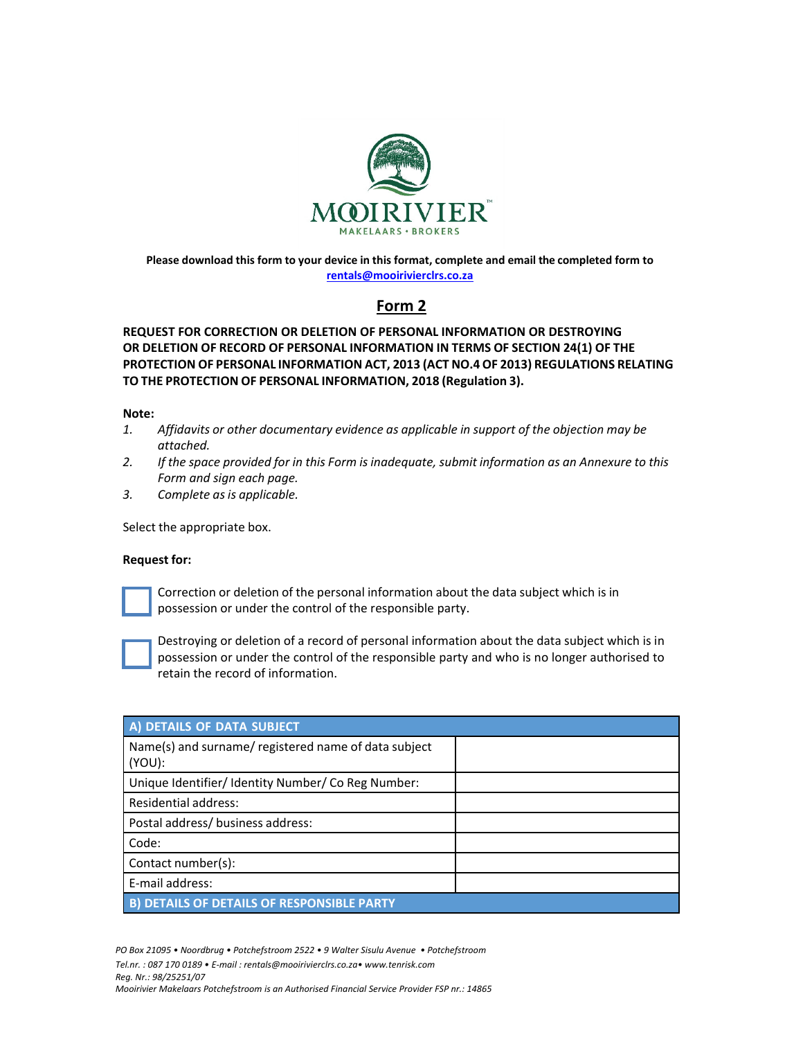**Please download this form to your device in this format, complete and email the completed form to rentals@mooiriviercl rs.co.za**

# Form 2

**REQUEST FOR CORRECTION OR DELETION OF PERSONAL INFORMATION OR DESTROYING OR DELETION OF RECORD OF PERSONAL INFORMATION IN TERMS OF SECTION 24(1) OF THE PROTECTION OF PERSONAL INFORMATION ACT, 2013 (ACT NO.4 OF 2013) REGULATIONS RELATING TO THE PROTECTION OF PERSONAL INFORMATION, 2018 (Regulation 3).**

**Note:**

1. *Affidavits or other documentary evidence as applicable in support of the objection may be attached.*
2. *If the space provided for in this Form is inadequate, submit information as an Annexure to this Form and sign each page.*
3. *Complete as is applicable.*

Select the appropriate box.

**Request for:**

☐ Correction or deletion of the personal information about the data subject which is in possession or under the control of the responsible party.

☐ Destroying or deletion of a record of personal information about the data subject which is in possession or under the control of the responsible party and who is no longer authorised to retain the record of information.

| A) DETAILS OF DATA SUBJECT | |
|---|---|
| Name(s) and surname/ registered name of data subject (YOU): | |
| Unique Identifier/ Identity Number/ Co Reg Number: | |
| Residential address: | |
| Postal address/ business address: | |
| Code: | |
| Contact number(s): | |
| E-mail address: | |
| **B) DETAILS OF DETAILS OF RESPONSIBLE PARTY** | |

*PO Box 21095 • Noordbrug • Potchefstroom 2522 • 9 Walter Sisulu Avenue • Potchefstroom*
*Tel.nr. : 087 170 0189 • E-mail : rentals@mooiriviercl rs.co.za• www.tenrisk.com*
*Reg. Nr.: 98/25251/07*
*Mooirivier Makelaars Potchefstroom is an Authorised Financial Service Provider FSP nr.: 14865*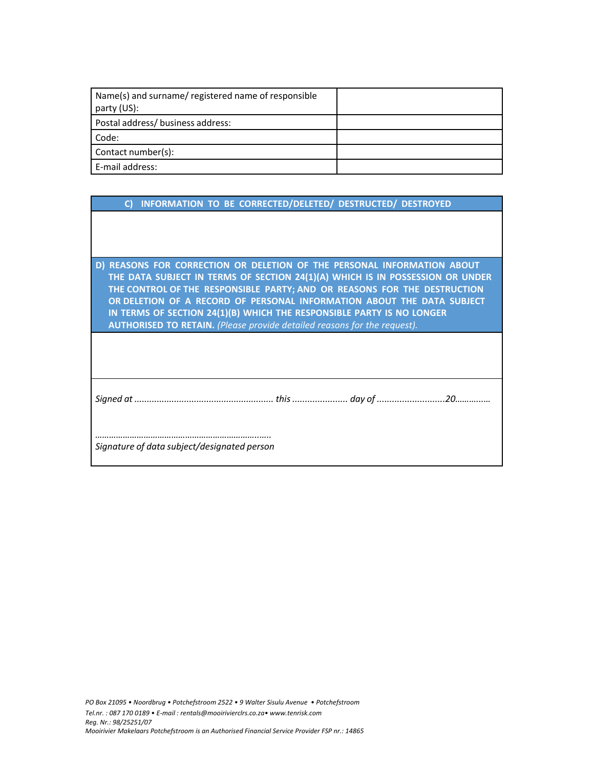| | |
|---|---|
| Name(s) and surname/ registered name of responsible party (US): | |
| Postal address/ business address: | |
| Code: | |
| Contact number(s): | |
| E-mail address: | |

**C) INFORMATION TO BE CORRECTED/DELETED/ DESTRUCTED/ DESTROYED**

**D) REASONS FOR CORRECTION OR DELETION OF THE PERSONAL INFORMATION ABOUT THE DATA SUBJECT IN TERMS OF SECTION 24(1)(A) WHICH IS IN POSSESSION OR UNDER THE CONTROL OF THE RESPONSIBLE PARTY; AND OR REASONS FOR THE DESTRUCTION OR DELETION OF A RECORD OF PERSONAL INFORMATION ABOUT THE DATA SUBJECT IN TERMS OF SECTION 24(1)(B) WHICH THE RESPONSIBLE PARTY IS NO LONGER AUTHORISED TO RETAIN.** *(Please provide detailed reasons for the request).*

*Signed at ....................................................... this ...................... day of ...........................20..............*

*...........................................................................*
*Signature of data subject/designated person*

*PO Box 21095 • Noordbrug • Potchefstroom 2522 • 9 Walter Sisulu Avenue • Potchefstroom*
*Tel.nr. : 087 170 0189 • E-mail : rentals@mooirivierclrs.co.za• www.tenrisk.com*
*Reg. Nr.: 98/25251/07*
*Mooirivier Makelaars Potchefstroom is an Authorised Financial Service Provider FSP nr.: 14865*